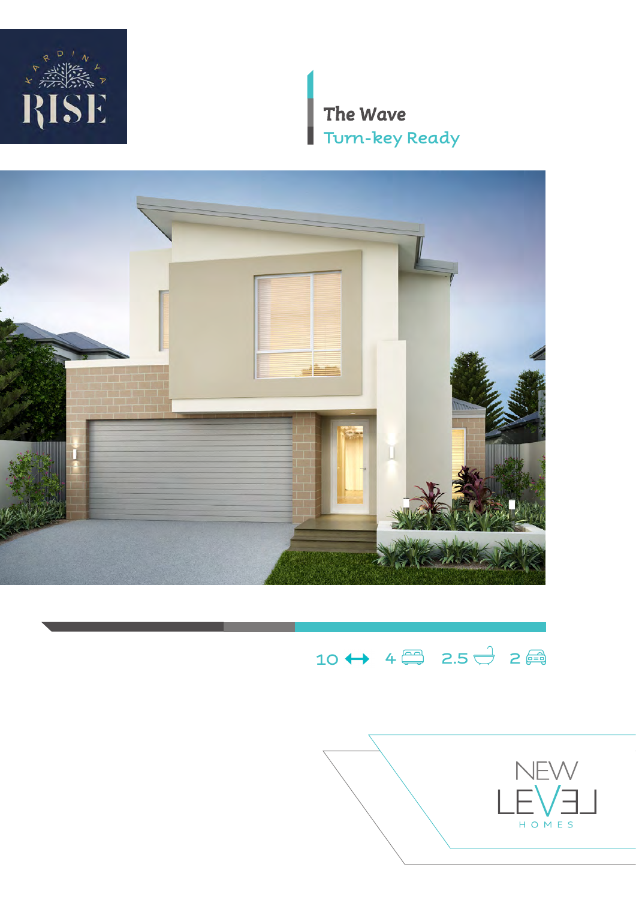KARDINYA RISE

# The Wave

## Turn-key Ready

10 ↔ 4 🛏 2.5 🛁 2 🚗

NEW LEVEL HOMES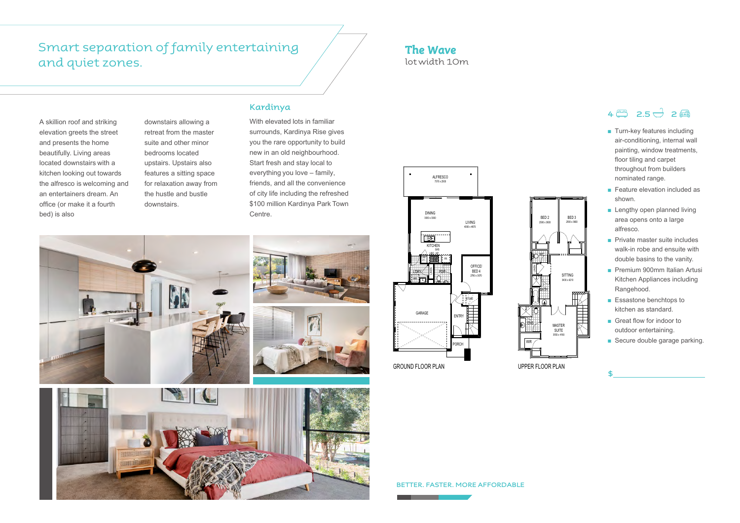# Smart separation of family entertaining and quiet zones.

A skillion roof and striking elevation greets the street and presents the home beautifully. Living areas located downstairs with a kitchen looking out towards the alfresco is welcoming and an entertainers dream. An office (or make it a fourth bed) is also downstairs allowing a retreat from the master suite and other minor bedrooms located upstairs. Upstairs also features a sitting space for relaxation away from the hustle and bustle downstairs.

## Kardinya

With elevated lots in familiar surrounds, Kardinya Rise gives you the rare opportunity to build new in an old neighbourhood. Start fresh and stay local to everything you love – family, friends, and all the convenience of city life including the refreshed $100 million Kardinya Park Town Centre.

## *The Wave*

lot width 10m

GROUND FLOOR PLAN

UPPER FLOOR PLAN

4 2.5 2

- Turn-key features including air-conditioning, internal wall painting, window treatments, floor tiling and carpet throughout from builders nominated range.
- Feature elevation included as shown.
- Lengthy open planned living area opens onto a large alfresco.
- Private master suite includes walk-in robe and ensuite with double basins to the vanity.
- Premium 900mm Italian Artusi Kitchen Appliances including Rangehood.
- Essastone benchtops to kitchen as standard.
- Great flow for indoor to outdoor entertaining.
- Secure double garage parking.

$ ____________________

BETTER. FASTER. MORE AFFORDABLE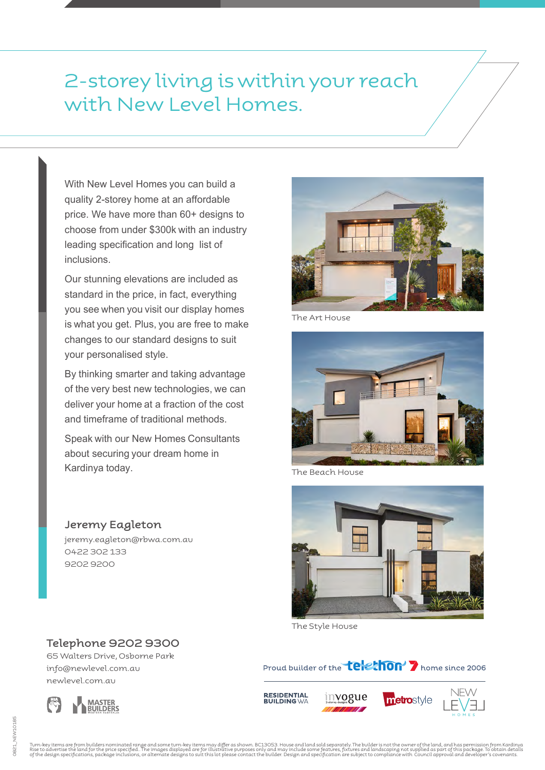# 2-storey living is within your reach with New Level Homes.

With New Level Homes you can build a quality 2-storey home at an affordable price. We have more than 60+ designs to choose from under $300k with an industry leading specification and long list of inclusions.

Our stunning elevations are included as standard in the price, in fact, everything you see when you visit our display homes is what you get. Plus, you are free to make changes to our standard designs to suit your personalised style.

By thinking smarter and taking advantage of the very best new technologies, we can deliver your home at a fraction of the cost and timeframe of traditional methods.

Speak with our New Homes Consultants about securing your dream home in Kardinya today.

The Art House

The Beach House

The Style House

### Jeremy Eagleton

jeremy.eagleton@rbwa.com.au
0422 302 133
9202 9200

### Telephone 9202 9300

65 Walters Drive, Osborne Park
info@newlevel.com.au
newlevel.com.au

Proud builder of the telethon 7 home since 2006

RESIDENTIAL BUILDING WA · invogue · metrostyle · NEW LEVEL HOMES

Turn-key items are from builders nominated range and some turn-key items may differ as shown. BC13053. House and land sold separately. The builder is not the owner of the land, and has permission from Kardinya Rise to advertise the land for the price specified. The images displayed are for illustrative purposes only and may include some features, fixtures and landscaping not supplied as part of this package. To obtain details of the design specifications, package inclusions, or alternate designs to suit this lot please contact the builder. Design and specification are subject to compliance with Council approval and developer's covenants.

0821_NEW10185